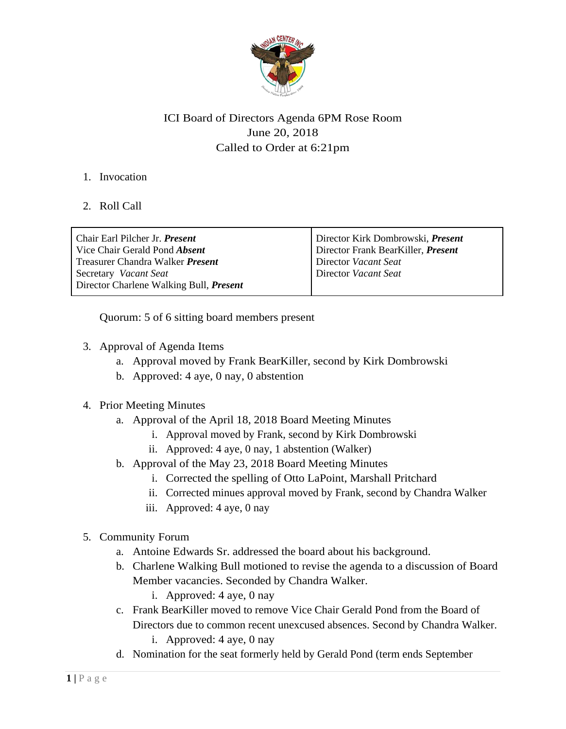ICI Board of Directors Agenda 6PM Rose Room
June 20, 2018
Called to Order at 6:21pm

1. Invocation

2. Roll Call

| | |
|---|---|
| Chair Earl Pilcher Jr. ***Present*** | Director Kirk Dombrowski, ***Present*** |
| Vice Chair Gerald Pond ***Absent*** | Director Frank BearKiller, ***Present*** |
| Treasurer Chandra Walker ***Present*** | Director *Vacant Seat* |
| Secretary *Vacant Seat* | Director *Vacant Seat* |
| Director Charlene Walking Bull, ***Present*** | |

Quorum: 5 of 6 sitting board members present

3. Approval of Agenda Items
   a. Approval moved by Frank BearKiller, second by Kirk Dombrowski
   b. Approved: 4 aye, 0 nay, 0 abstention

4. Prior Meeting Minutes
   a. Approval of the April 18, 2018 Board Meeting Minutes
      i. Approval moved by Frank, second by Kirk Dombrowski
      ii. Approved: 4 aye, 0 nay, 1 abstention (Walker)
   b. Approval of the May 23, 2018 Board Meeting Minutes
      i. Corrected the spelling of Otto LaPoint, Marshall Pritchard
      ii. Corrected minues approval moved by Frank, second by Chandra Walker
      iii. Approved: 4 aye, 0 nay

5. Community Forum
   a. Antoine Edwards Sr. addressed the board about his background.
   b. Charlene Walking Bull motioned to revise the agenda to a discussion of Board Member vacancies. Seconded by Chandra Walker.
      i. Approved: 4 aye, 0 nay
   c. Frank BearKiller moved to remove Vice Chair Gerald Pond from the Board of Directors due to common recent unexcused absences. Second by Chandra Walker.
      i. Approved: 4 aye, 0 nay
   d. Nomination for the seat formerly held by Gerald Pond (term ends September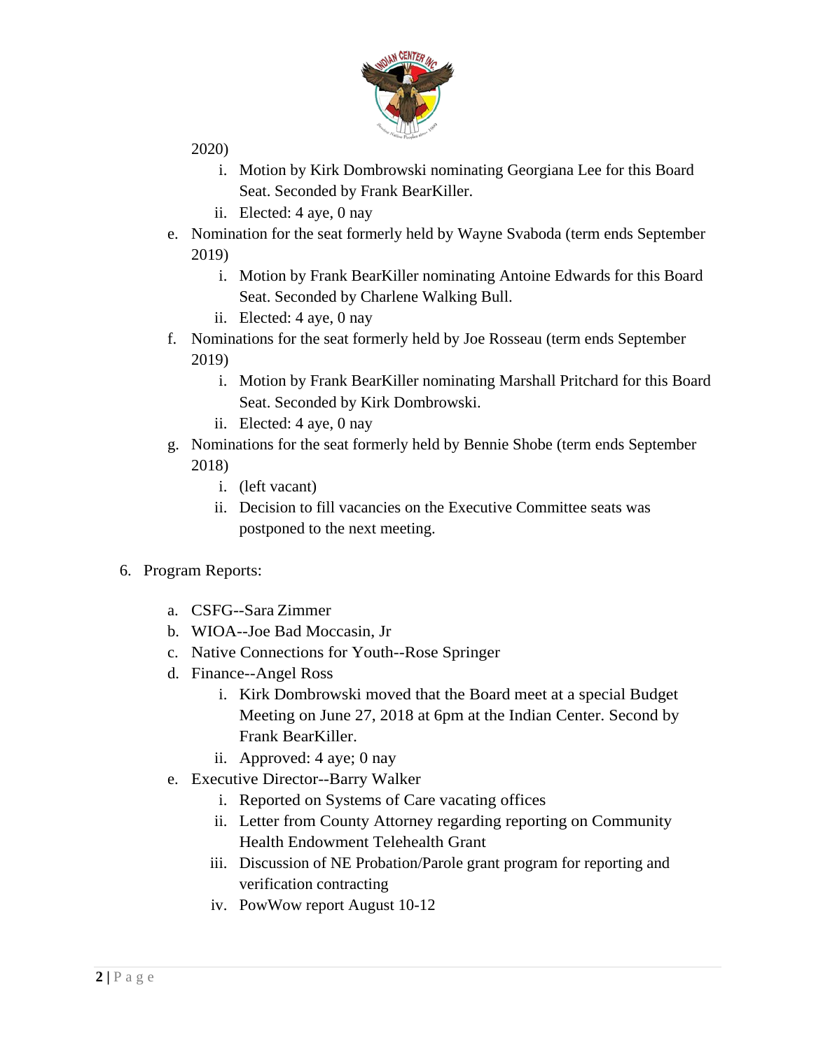2020)

    i. Motion by Kirk Dombrowski nominating Georgiana Lee for this Board Seat. Seconded by Frank BearKiller.
    ii. Elected: 4 aye, 0 nay

e. Nomination for the seat formerly held by Wayne Svaboda (term ends September 2019)
    i. Motion by Frank BearKiller nominating Antoine Edwards for this Board Seat. Seconded by Charlene Walking Bull.
    ii. Elected: 4 aye, 0 nay

f. Nominations for the seat formerly held by Joe Rosseau (term ends September 2019)
    i. Motion by Frank BearKiller nominating Marshall Pritchard for this Board Seat. Seconded by Kirk Dombrowski.
    ii. Elected: 4 aye, 0 nay

g. Nominations for the seat formerly held by Bennie Shobe (term ends September 2018)
    i. (left vacant)
    ii. Decision to fill vacancies on the Executive Committee seats was postponed to the next meeting.

6. Program Reports:

    a. CSFG--Sara Zimmer
    b. WIOA--Joe Bad Moccasin, Jr
    c. Native Connections for Youth--Rose Springer
    d. Finance--Angel Ross
        i. Kirk Dombrowski moved that the Board meet at a special Budget Meeting on June 27, 2018 at 6pm at the Indian Center. Second by Frank BearKiller.
        ii. Approved: 4 aye; 0 nay
    e. Executive Director--Barry Walker
        i. Reported on Systems of Care vacating offices
        ii. Letter from County Attorney regarding reporting on Community Health Endowment Telehealth Grant
        iii. Discussion of NE Probation/Parole grant program for reporting and verification contracting
        iv. PowWow report August 10-12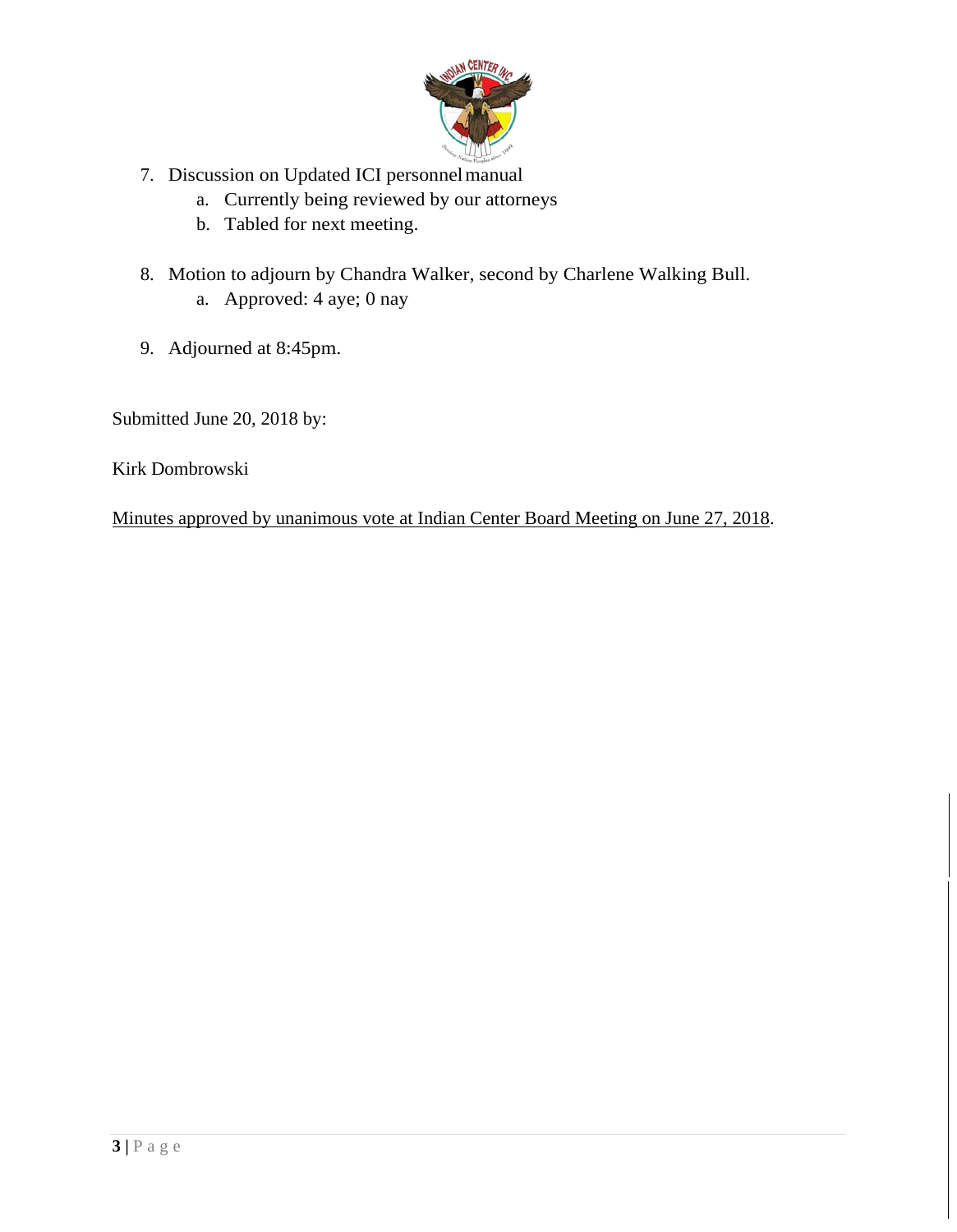7. Discussion on Updated ICI personnel manual
   a. Currently being reviewed by our attorneys
   b. Tabled for next meeting.

8. Motion to adjourn by Chandra Walker, second by Charlene Walking Bull.
   a. Approved: 4 aye; 0 nay

9. Adjourned at 8:45pm.

Submitted June 20, 2018 by:

Kirk Dombrowski

Minutes approved by unanimous vote at Indian Center Board Meeting on June 27, 2018.